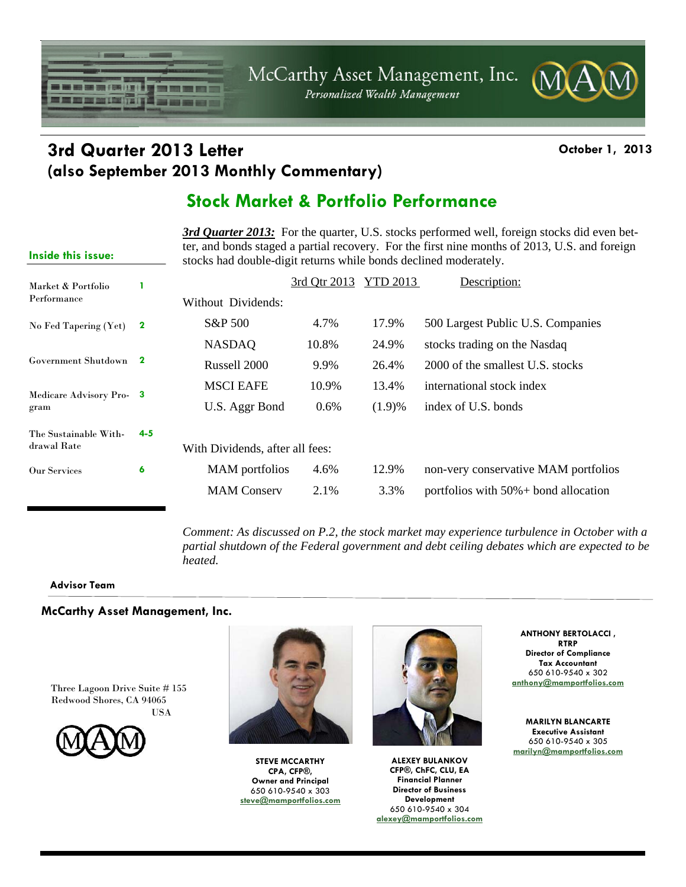McCarthy Asset Management, Inc.

*Personalized Wealth Management*

# 3rd Quarter 2013 Letter
## (also September 2013 Monthly Commentary)

**October 1, 2013**

## Stock Market & Portfolio Performance

**Inside this issue:**

| | |
|---|---|
| Market & Portfolio Performance | 1 |
| No Fed Tapering (Yet) | 2 |
| Government Shutdown | 2 |
| Medicare Advisory Program | 3 |
| The Sustainable Withdrawal Rate | 4-5 |
| Our Services | 6 |

***3rd Quarter 2013:*** For the quarter, U.S. stocks performed well, foreign stocks did even better, and bonds staged a partial recovery. For the first nine months of 2013, U.S. and foreign stocks had double-digit returns while bonds declined moderately.

| | 3rd Qtr 2013 | YTD 2013 | Description: |
|---|---|---|---|
| Without Dividends: | | | |
| S&P 500 | 4.7% | 17.9% | 500 Largest Public U.S. Companies |
| NASDAQ | 10.8% | 24.9% | stocks trading on the Nasdaq |
| Russell 2000 | 9.9% | 26.4% | 2000 of the smallest U.S. stocks |
| MSCI EAFE | 10.9% | 13.4% | international stock index |
| U.S. Aggr Bond | 0.6% | (1.9)% | index of U.S. bonds |
| With Dividends, after all fees: | | | |
| MAM portfolios | 4.6% | 12.9% | non-very conservative MAM portfolios |
| MAM Conserv | 2.1% | 3.3% | portfolios with 50%+ bond allocation |

*Comment: As discussed on P.2, the stock market may experience turbulence in October with a partial shutdown of the Federal government and debt ceiling debates which are expected to be heated.*

**Advisor Team**

**McCarthy Asset Management, Inc.**

Three Lagoon Drive Suite # 155
Redwood Shores, CA 94065
USA

**STEVE MCCARTHY**
**CPA, CFP®,**
**Owner and Principal**
650 610-9540 x 303
steve@mamportfolios.com

**ALEXEY BULANKOV**
**CFP®, ChFC, CLU, EA**
**Financial Planner**
**Director of Business Development**
650 610-9540 x 304
alexey@mamportfolios.com

**ANTHONY BERTOLACCI, RTRP**
**Director of Compliance**
**Tax Accountant**
650 610-9540 x 302
anthony@mamportfolios.com

**MARILYN BLANCARTE**
**Executive Assistant**
650 610-9540 x 305
marilyn@mamportfolios.com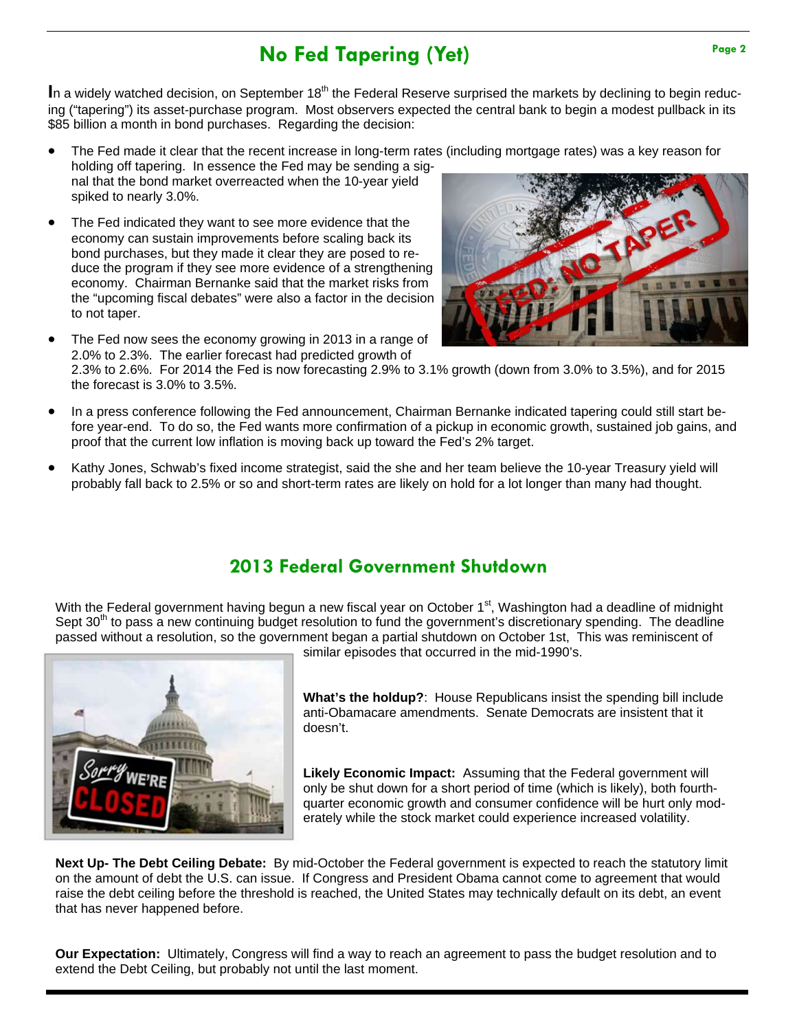## No Fed Tapering (Yet)

In a widely watched decision, on September 18th the Federal Reserve surprised the markets by declining to begin reducing ("tapering") its asset-purchase program. Most observers expected the central bank to begin a modest pullback in its $85 billion a month in bond purchases. Regarding the decision:

- The Fed made it clear that the recent increase in long-term rates (including mortgage rates) was a key reason for holding off tapering. In essence the Fed may be sending a signal that the bond market overreacted when the 10-year yield spiked to nearly 3.0%.
- The Fed indicated they want to see more evidence that the economy can sustain improvements before scaling back its bond purchases, but they made it clear they are posed to reduce the program if they see more evidence of a strengthening economy. Chairman Bernanke said that the market risks from the "upcoming fiscal debates" were also a factor in the decision to not taper.
- The Fed now sees the economy growing in 2013 in a range of 2.0% to 2.3%. The earlier forecast had predicted growth of 2.3% to 2.6%. For 2014 the Fed is now forecasting 2.9% to 3.1% growth (down from 3.0% to 3.5%), and for 2015 the forecast is 3.0% to 3.5%.
- In a press conference following the Fed announcement, Chairman Bernanke indicated tapering could still start before year-end. To do so, the Fed wants more confirmation of a pickup in economic growth, sustained job gains, and proof that the current low inflation is moving back up toward the Fed's 2% target.
- Kathy Jones, Schwab's fixed income strategist, said the she and her team believe the 10-year Treasury yield will probably fall back to 2.5% or so and short-term rates are likely on hold for a lot longer than many had thought.

## 2013 Federal Government Shutdown

With the Federal government having begun a new fiscal year on October 1st, Washington had a deadline of midnight Sept 30th to pass a new continuing budget resolution to fund the government's discretionary spending. The deadline passed without a resolution, so the government began a partial shutdown on October 1st, This was reminiscent of similar episodes that occurred in the mid-1990's.

**What's the holdup?**: House Republicans insist the spending bill include anti-Obamacare amendments. Senate Democrats are insistent that it doesn't.

**Likely Economic Impact:** Assuming that the Federal government will only be shut down for a short period of time (which is likely), both fourth-quarter economic growth and consumer confidence will be hurt only moderately while the stock market could experience increased volatility.

**Next Up- The Debt Ceiling Debate:** By mid-October the Federal government is expected to reach the statutory limit on the amount of debt the U.S. can issue. If Congress and President Obama cannot come to agreement that would raise the debt ceiling before the threshold is reached, the United States may technically default on its debt, an event that has never happened before.

**Our Expectation:** Ultimately, Congress will find a way to reach an agreement to pass the budget resolution and to extend the Debt Ceiling, but probably not until the last moment.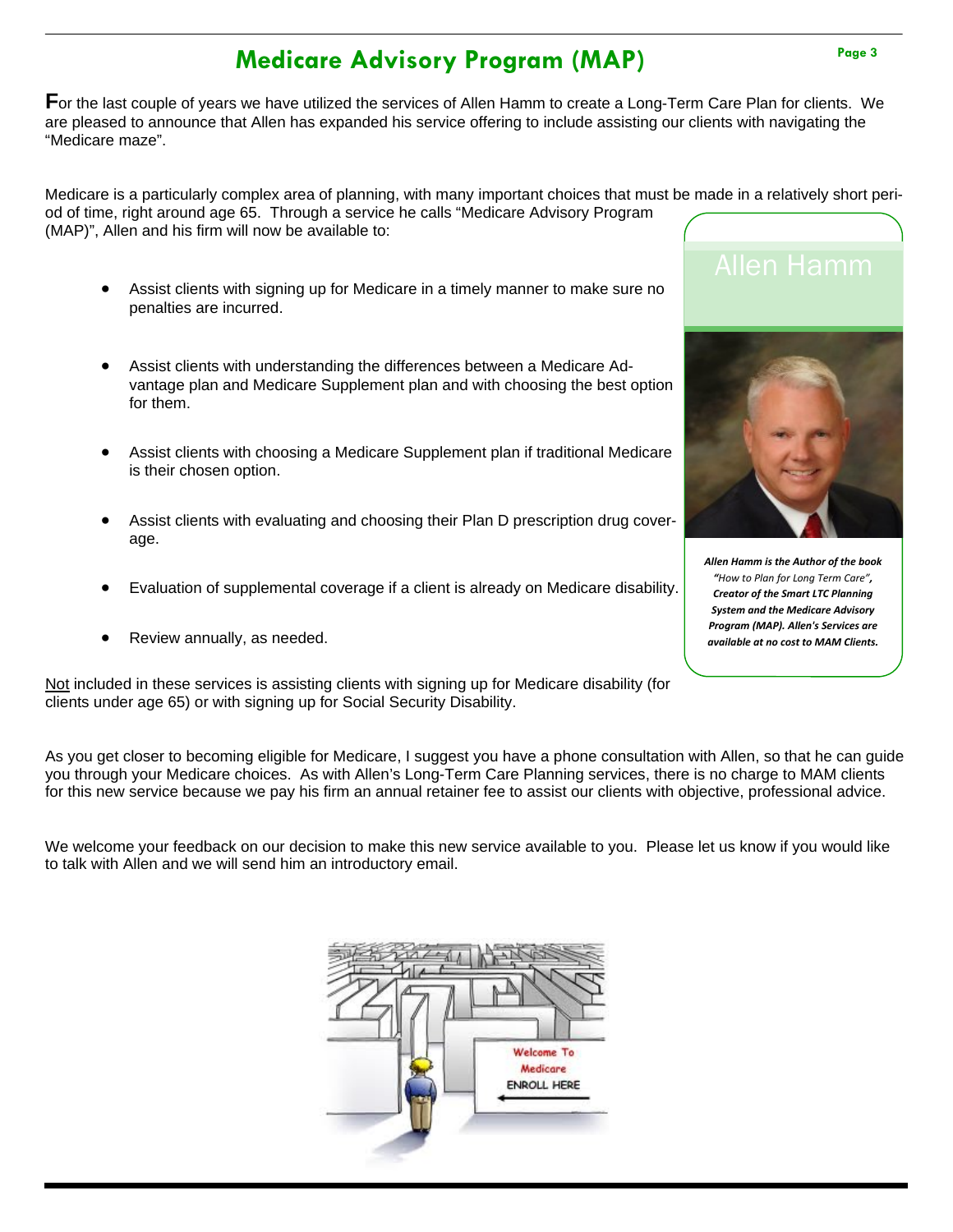# Medicare Advisory Program (MAP)

**F**or the last couple of years we have utilized the services of Allen Hamm to create a Long-Term Care Plan for clients. We are pleased to announce that Allen has expanded his service offering to include assisting our clients with navigating the "Medicare maze".

Medicare is a particularly complex area of planning, with many important choices that must be made in a relatively short period of time, right around age 65. Through a service he calls "Medicare Advisory Program (MAP)", Allen and his firm will now be available to:

- Assist clients with signing up for Medicare in a timely manner to make sure no penalties are incurred.
- Assist clients with understanding the differences between a Medicare Advantage plan and Medicare Supplement plan and with choosing the best option for them.
- Assist clients with choosing a Medicare Supplement plan if traditional Medicare is their chosen option.
- Assist clients with evaluating and choosing their Plan D prescription drug coverage.
- Evaluation of supplemental coverage if a client is already on Medicare disability.
- Review annually, as needed.

Not included in these services is assisting clients with signing up for Medicare disability (for clients under age 65) or with signing up for Social Security Disability.

## Allen Hamm

***Allen Hamm is the Author of the book "How to Plan for Long Term Care", Creator of the Smart LTC Planning System and the Medicare Advisory Program (MAP). Allen's Services are available at no cost to MAM Clients.***

As you get closer to becoming eligible for Medicare, I suggest you have a phone consultation with Allen, so that he can guide you through your Medicare choices. As with Allen's Long-Term Care Planning services, there is no charge to MAM clients for this new service because we pay his firm an annual retainer fee to assist our clients with objective, professional advice.

We welcome your feedback on our decision to make this new service available to you. Please let us know if you would like to talk with Allen and we will send him an introductory email.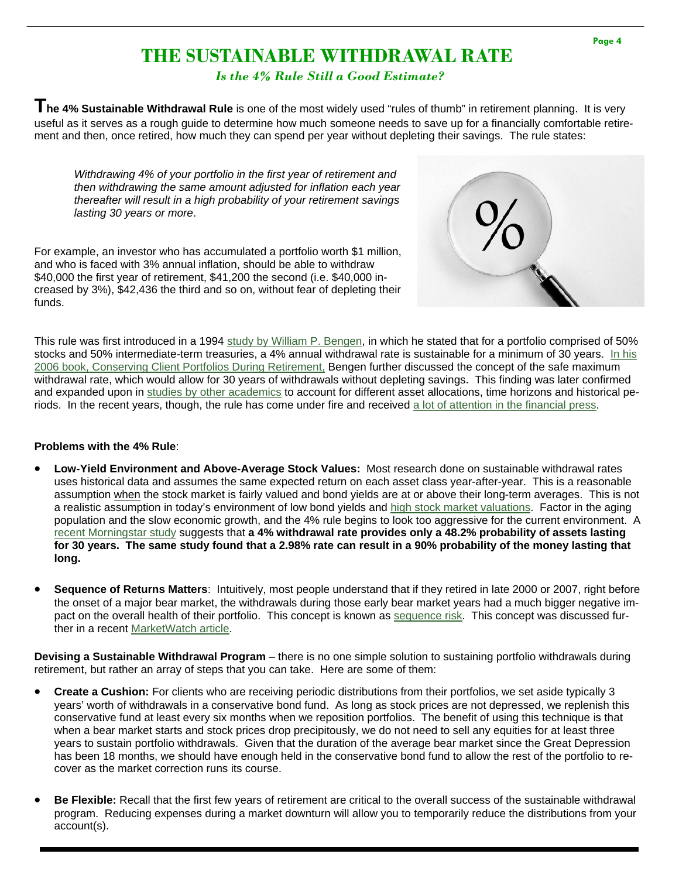# THE SUSTAINABLE WITHDRAWAL RATE

*Is the 4% Rule Still a Good Estimate?*

**The 4% Sustainable Withdrawal Rule** is one of the most widely used "rules of thumb" in retirement planning. It is very useful as it serves as a rough guide to determine how much someone needs to save up for a financially comfortable retirement and then, once retired, how much they can spend per year without depleting their savings. The rule states:

> *Withdrawing 4% of your portfolio in the first year of retirement and then withdrawing the same amount adjusted for inflation each year thereafter will result in a high probability of your retirement savings lasting 30 years or more*.

For example, an investor who has accumulated a portfolio worth $1 million, and who is faced with 3% annual inflation, should be able to withdraw $40,000 the first year of retirement, $41,200 the second (i.e. $40,000 increased by 3%), $42,436 the third and so on, without fear of depleting their funds.

This rule was first introduced in a 1994 study by William P. Bengen, in which he stated that for a portfolio comprised of 50% stocks and 50% intermediate-term treasuries, a 4% annual withdrawal rate is sustainable for a minimum of 30 years. In his 2006 book, Conserving Client Portfolios During Retirement, Bengen further discussed the concept of the safe maximum withdrawal rate, which would allow for 30 years of withdrawals without depleting savings. This finding was later confirmed and expanded upon in studies by other academics to account for different asset allocations, time horizons and historical periods. In the recent years, though, the rule has come under fire and received a lot of attention in the financial press.

**Problems with the 4% Rule**:

- **Low-Yield Environment and Above-Average Stock Values:** Most research done on sustainable withdrawal rates uses historical data and assumes the same expected return on each asset class year-after-year. This is a reasonable assumption when the stock market is fairly valued and bond yields are at or above their long-term averages. This is not a realistic assumption in today's environment of low bond yields and high stock market valuations. Factor in the aging population and the slow economic growth, and the 4% rule begins to look too aggressive for the current environment. A recent Morningstar study suggests that **a 4% withdrawal rate provides only a 48.2% probability of assets lasting for 30 years. The same study found that a 2.98% rate can result in a 90% probability of the money lasting that long.**

- **Sequence of Returns Matters**: Intuitively, most people understand that if they retired in late 2000 or 2007, right before the onset of a major bear market, the withdrawals during those early bear market years had a much bigger negative impact on the overall health of their portfolio. This concept is known as sequence risk. This concept was discussed further in a recent MarketWatch article.

**Devising a Sustainable Withdrawal Program** – there is no one simple solution to sustaining portfolio withdrawals during retirement, but rather an array of steps that you can take. Here are some of them:

- **Create a Cushion:** For clients who are receiving periodic distributions from their portfolios, we set aside typically 3 years' worth of withdrawals in a conservative bond fund. As long as stock prices are not depressed, we replenish this conservative fund at least every six months when we reposition portfolios. The benefit of using this technique is that when a bear market starts and stock prices drop precipitously, we do not need to sell any equities for at least three years to sustain portfolio withdrawals. Given that the duration of the average bear market since the Great Depression has been 18 months, we should have enough held in the conservative bond fund to allow the rest of the portfolio to recover as the market correction runs its course.

- **Be Flexible:** Recall that the first few years of retirement are critical to the overall success of the sustainable withdrawal program. Reducing expenses during a market downturn will allow you to temporarily reduce the distributions from your account(s).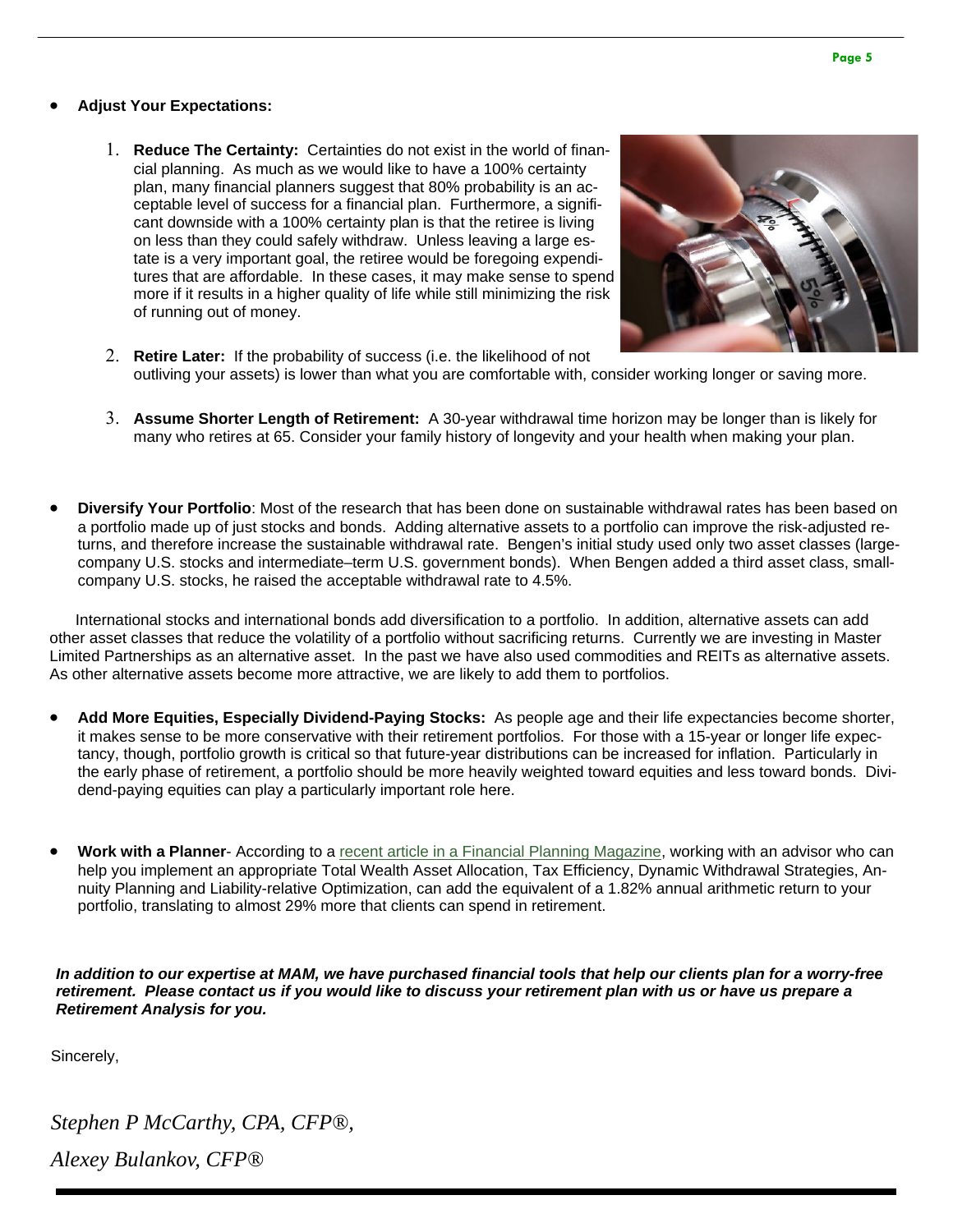- **Adjust Your Expectations:**

    1. **Reduce The Certainty:** Certainties do not exist in the world of financial planning. As much as we would like to have a 100% certainty plan, many financial planners suggest that 80% probability is an acceptable level of success for a financial plan. Furthermore, a significant downside with a 100% certainty plan is that the retiree is living on less than they could safely withdraw. Unless leaving a large estate is a very important goal, the retiree would be foregoing expenditures that are affordable. In these cases, it may make sense to spend more if it results in a higher quality of life while still minimizing the risk of running out of money.

    2. **Retire Later:** If the probability of success (i.e. the likelihood of not outliving your assets) is lower than what you are comfortable with, consider working longer or saving more.

    3. **Assume Shorter Length of Retirement:** A 30-year withdrawal time horizon may be longer than is likely for many who retires at 65. Consider your family history of longevity and your health when making your plan.

- **Diversify Your Portfolio**: Most of the research that has been done on sustainable withdrawal rates has been based on a portfolio made up of just stocks and bonds. Adding alternative assets to a portfolio can improve the risk-adjusted returns, and therefore increase the sustainable withdrawal rate. Bengen's initial study used only two asset classes (large-company U.S. stocks and intermediate–term U.S. government bonds). When Bengen added a third asset class, small-company U.S. stocks, he raised the acceptable withdrawal rate to 4.5%.

International stocks and international bonds add diversification to a portfolio. In addition, alternative assets can add other asset classes that reduce the volatility of a portfolio without sacrificing returns. Currently we are investing in Master Limited Partnerships as an alternative asset. In the past we have also used commodities and REITs as alternative assets. As other alternative assets become more attractive, we are likely to add them to portfolios.

- **Add More Equities, Especially Dividend-Paying Stocks:** As people age and their life expectancies become shorter, it makes sense to be more conservative with their retirement portfolios. For those with a 15-year or longer life expectancy, though, portfolio growth is critical so that future-year distributions can be increased for inflation. Particularly in the early phase of retirement, a portfolio should be more heavily weighted toward equities and less toward bonds. Dividend-paying equities can play a particularly important role here.

- **Work with a Planner**- According to a recent article in a Financial Planning Magazine, working with an advisor who can help you implement an appropriate Total Wealth Asset Allocation, Tax Efficiency, Dynamic Withdrawal Strategies, Annuity Planning and Liability-relative Optimization, can add the equivalent of a 1.82% annual arithmetic return to your portfolio, translating to almost 29% more that clients can spend in retirement.

***In addition to our expertise at MAM, we have purchased financial tools that help our clients plan for a worry-free retirement. Please contact us if you would like to discuss your retirement plan with us or have us prepare a Retirement Analysis for you.***

Sincerely,

*Stephen P McCarthy, CPA, CFP®,*

*Alexey Bulankov, CFP®*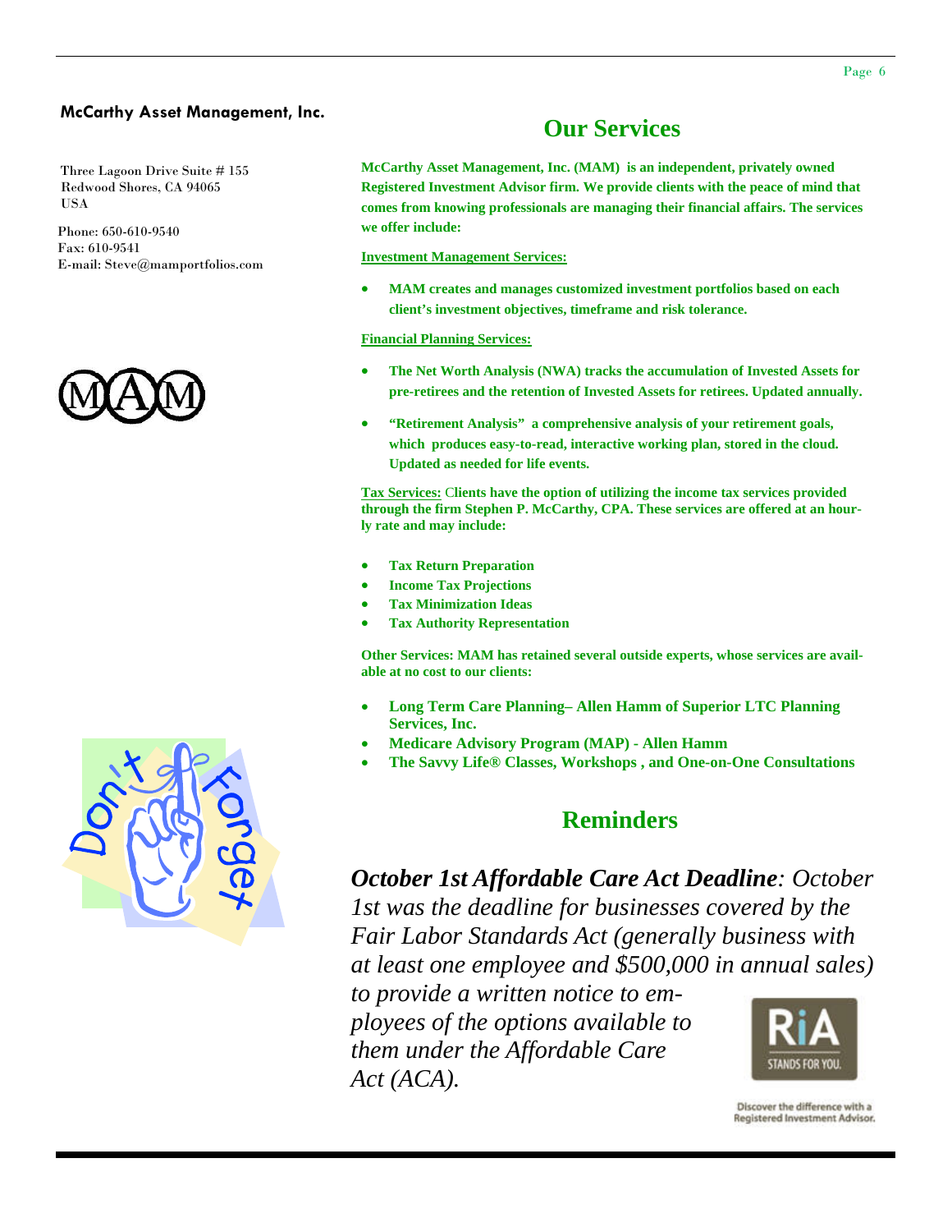**McCarthy Asset Management, Inc.**

Three Lagoon Drive Suite # 155
Redwood Shores, CA 94065
USA

Phone: 650-610-9540
Fax: 610-9541
E-mail: Steve@mamportfolios.com

## Our Services

**McCarthy Asset Management, Inc. (MAM) is an independent, privately owned Registered Investment Advisor firm. We provide clients with the peace of mind that comes from knowing professionals are managing their financial affairs. The services we offer include:**

**Investment Management Services:**

- **MAM creates and manages customized investment portfolios based on each client's investment objectives, timeframe and risk tolerance.**

**Financial Planning Services:**

- **The Net Worth Analysis (NWA) tracks the accumulation of Invested Assets for pre-retirees and the retention of Invested Assets for retirees. Updated annually.**
- **"Retirement Analysis" a comprehensive analysis of your retirement goals, which produces easy-to-read, interactive working plan, stored in the cloud. Updated as needed for life events.**

**Tax Services: Clients have the option of utilizing the income tax services provided through the firm Stephen P. McCarthy, CPA. These services are offered at an hourly rate and may include:**

- **Tax Return Preparation**
- **Income Tax Projections**
- **Tax Minimization Ideas**
- **Tax Authority Representation**

**Other Services: MAM has retained several outside experts, whose services are available at no cost to our clients:**

- **Long Term Care Planning– Allen Hamm of Superior LTC Planning Services, Inc.**
- **Medicare Advisory Program (MAP) - Allen Hamm**
- **The Savvy Life® Classes, Workshops , and One-on-One Consultations**

## Reminders

***October 1st Affordable Care Act Deadline****: October 1st was the deadline for businesses covered by the Fair Labor Standards Act (generally business with at least one employee and $500,000 in annual sales) to provide a written notice to employees of the options available to them under the Affordable Care Act (ACA).*

Discover the difference with a Registered Investment Advisor.